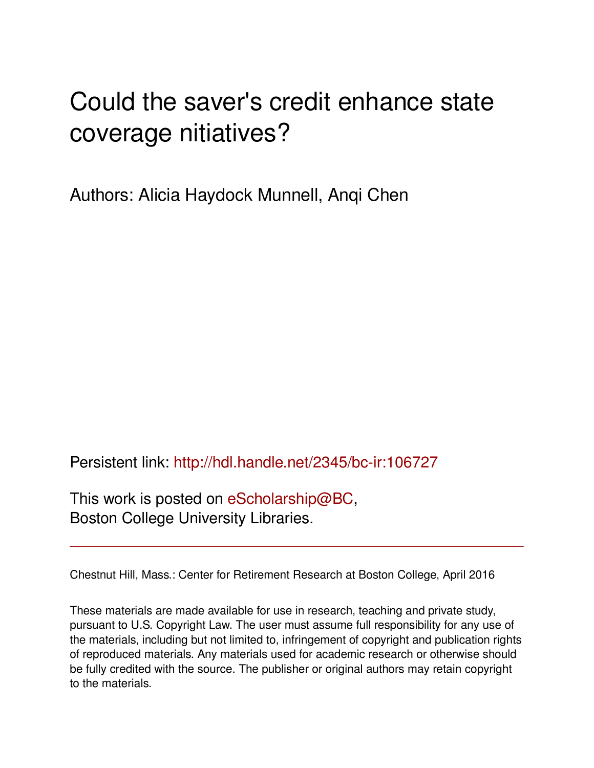# Could the saver's credit enhance state coverage nitiatives?

Authors: Alicia Haydock Munnell, Anqi Chen

Persistent link: http://hdl.handle.net/2345/bc-ir:106727

This work is posted on eScholarship@BC,
Boston College University Libraries.

---

Chestnut Hill, Mass.: Center for Retirement Research at Boston College, April 2016

These materials are made available for use in research, teaching and private study, pursuant to U.S. Copyright Law. The user must assume full responsibility for any use of the materials, including but not limited to, infringement of copyright and publication rights of reproduced materials. Any materials used for academic research or otherwise should be fully credited with the source. The publisher or original authors may retain copyright to the materials.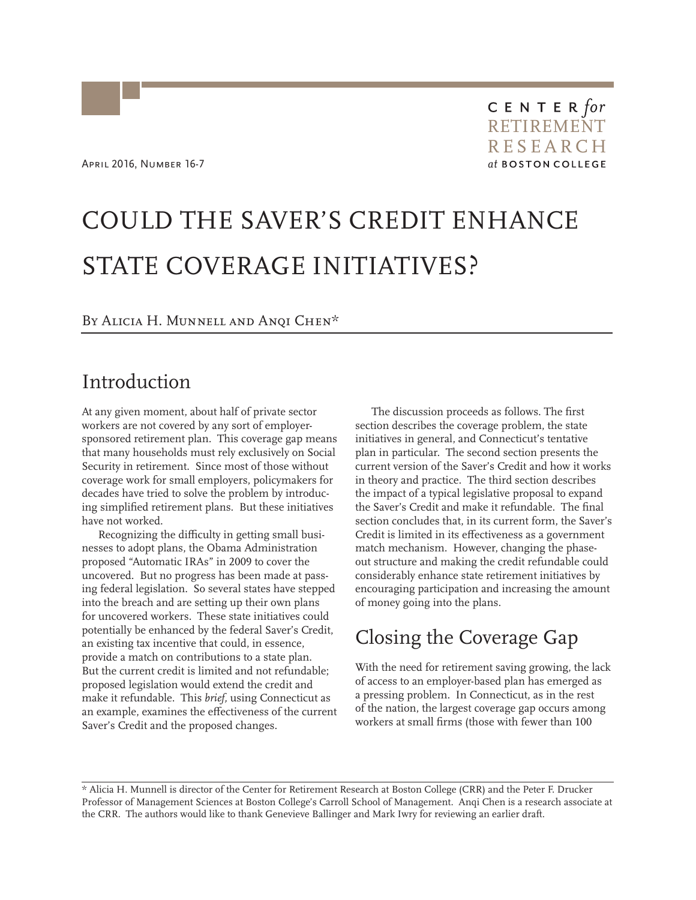April 2016, Number 16-7

# COULD THE SAVER'S CREDIT ENHANCE STATE COVERAGE INITIATIVES?

By Alicia H. Munnell and Anqi Chen*

## Introduction

At any given moment, about half of private sector workers are not covered by any sort of employer-sponsored retirement plan. This coverage gap means that many households must rely exclusively on Social Security in retirement. Since most of those without coverage work for small employers, policymakers for decades have tried to solve the problem by introducing simplified retirement plans. But these initiatives have not worked.

Recognizing the difficulty in getting small businesses to adopt plans, the Obama Administration proposed "Automatic IRAs" in 2009 to cover the uncovered. But no progress has been made at passing federal legislation. So several states have stepped into the breach and are setting up their own plans for uncovered workers. These state initiatives could potentially be enhanced by the federal Saver's Credit, an existing tax incentive that could, in essence, provide a match on contributions to a state plan. But the current credit is limited and not refundable; proposed legislation would extend the credit and make it refundable. This *brief*, using Connecticut as an example, examines the effectiveness of the current Saver's Credit and the proposed changes.

The discussion proceeds as follows. The first section describes the coverage problem, the state initiatives in general, and Connecticut's tentative plan in particular. The second section presents the current version of the Saver's Credit and how it works in theory and practice. The third section describes the impact of a typical legislative proposal to expand the Saver's Credit and make it refundable. The final section concludes that, in its current form, the Saver's Credit is limited in its effectiveness as a government match mechanism. However, changing the phase-out structure and making the credit refundable could considerably enhance state retirement initiatives by encouraging participation and increasing the amount of money going into the plans.

## Closing the Coverage Gap

With the need for retirement saving growing, the lack of access to an employer-based plan has emerged as a pressing problem. In Connecticut, as in the rest of the nation, the largest coverage gap occurs among workers at small firms (those with fewer than 100

---

* Alicia H. Munnell is director of the Center for Retirement Research at Boston College (CRR) and the Peter F. Drucker Professor of Management Sciences at Boston College's Carroll School of Management. Anqi Chen is a research associate at the CRR. The authors would like to thank Genevieve Ballinger and Mark Iwry for reviewing an earlier draft.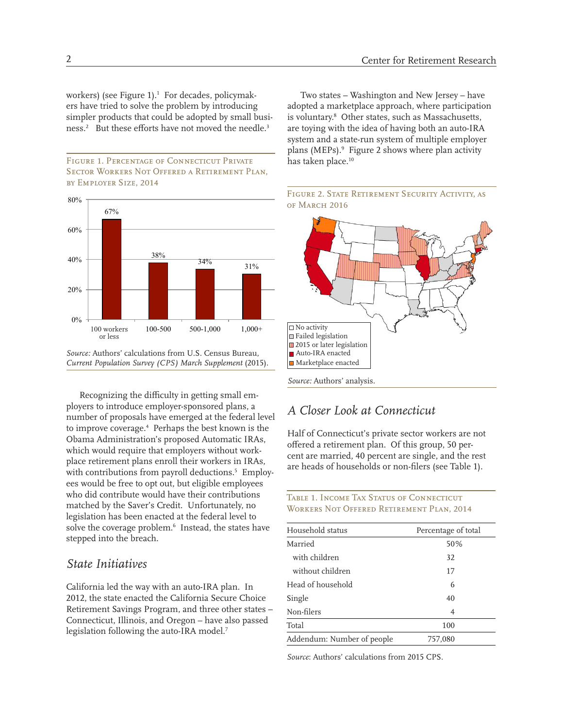workers) (see Figure 1).[1] For decades, policymakers have tried to solve the problem by introducing simpler products that could be adopted by small business.[2] But these efforts have not moved the needle.[3]

Figure 1. Percentage of Connecticut Private Sector Workers Not Offered a Retirement Plan, by Employer Size, 2014

| Employer size | Percentage |
|---|---|
| 100 workers or less | 67% |
| 100-500 | 38% |
| 500-1,000 | 34% |
| 1,000+ | 31% |

*Source:* Authors' calculations from U.S. Census Bureau, *Current Population Survey (CPS) March Supplement* (2015).

Recognizing the difficulty in getting small employers to introduce employer-sponsored plans, a number of proposals have emerged at the federal level to improve coverage.[4] Perhaps the best known is the Obama Administration's proposed Automatic IRAs, which would require that employers without workplace retirement plans enroll their workers in IRAs, with contributions from payroll deductions.[5] Employees would be free to opt out, but eligible employees who did contribute would have their contributions matched by the Saver's Credit. Unfortunately, no legislation has been enacted at the federal level to solve the coverage problem.[6] Instead, the states have stepped into the breach.

## State Initiatives

California led the way with an auto-IRA plan. In 2012, the state enacted the California Secure Choice Retirement Savings Program, and three other states – Connecticut, Illinois, and Oregon – have also passed legislation following the auto-IRA model.[7]

Two states – Washington and New Jersey – have adopted a marketplace approach, where participation is voluntary.[8] Other states, such as Massachusetts, are toying with the idea of having both an auto-IRA system and a state-run system of multiple employer plans (MEPs).[9] Figure 2 shows where plan activity has taken place.[10]

Figure 2. State Retirement Security Activity, as of March 2016

- No activity
- Failed legislation
- 2015 or later legislation
- Auto-IRA enacted
- Marketplace enacted

*Source:* Authors' analysis.

## A Closer Look at Connecticut

Half of Connecticut's private sector workers are not offered a retirement plan. Of this group, 50 percent are married, 40 percent are single, and the rest are heads of households or non-filers (see Table 1).

Table 1. Income Tax Status of Connecticut Workers Not Offered Retirement Plan, 2014

| Household status | Percentage of total |
|---|---|
| Married | 50% |
| with children | 32 |
| without children | 17 |
| Head of household | 6 |
| Single | 40 |
| Non-filers | 4 |
| Total | 100 |
| Addendum: Number of people | 757,080 |

*Source*: Authors' calculations from 2015 CPS.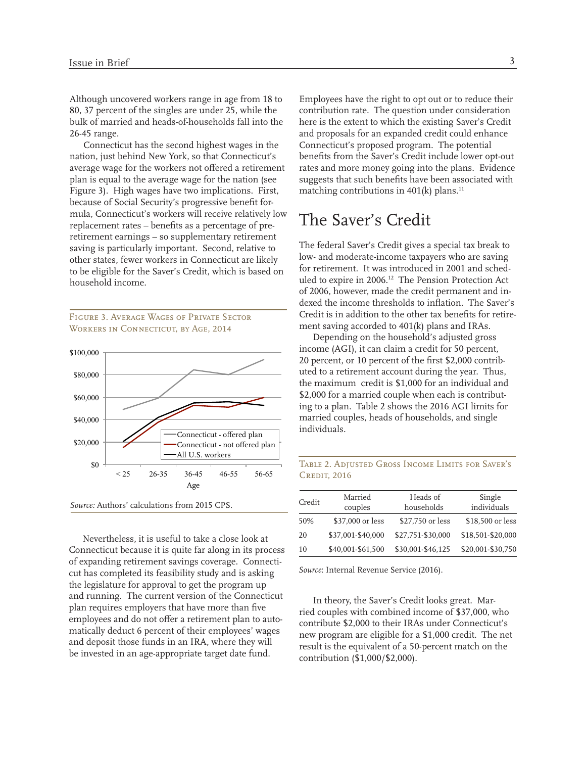Although uncovered workers range in age from 18 to 80, 37 percent of the singles are under 25, while the bulk of married and heads-of-households fall into the 26-45 range.

Connecticut has the second highest wages in the nation, just behind New York, so that Connecticut's average wage for the workers not offered a retirement plan is equal to the average wage for the nation (see Figure 3). High wages have two implications. First, because of Social Security's progressive benefit formula, Connecticut's workers will receive relatively low replacement rates – benefits as a percentage of pre-retirement earnings – so supplementary retirement saving is particularly important. Second, relative to other states, fewer workers in Connecticut are likely to be eligible for the Saver's Credit, which is based on household income.

Figure 3. Average Wages of Private Sector Workers in Connecticut, by Age, 2014

*Source:* Authors' calculations from 2015 CPS.

Nevertheless, it is useful to take a close look at Connecticut because it is quite far along in its process of expanding retirement savings coverage. Connecticut has completed its feasibility study and is asking the legislature for approval to get the program up and running. The current version of the Connecticut plan requires employers that have more than five employees and do not offer a retirement plan to automatically deduct 6 percent of their employees' wages and deposit those funds in an IRA, where they will be invested in an age-appropriate target date fund. Employees have the right to opt out or to reduce their contribution rate. The question under consideration here is the extent to which the existing Saver's Credit and proposals for an expanded credit could enhance Connecticut's proposed program. The potential benefits from the Saver's Credit include lower opt-out rates and more money going into the plans. Evidence suggests that such benefits have been associated with matching contributions in 401(k) plans.[11]

## The Saver's Credit

The federal Saver's Credit gives a special tax break to low- and moderate-income taxpayers who are saving for retirement. It was introduced in 2001 and scheduled to expire in 2006.[12] The Pension Protection Act of 2006, however, made the credit permanent and indexed the income thresholds to inflation. The Saver's Credit is in addition to the other tax benefits for retirement saving accorded to 401(k) plans and IRAs.

Depending on the household's adjusted gross income (AGI), it can claim a credit for 50 percent, 20 percent, or 10 percent of the first $2,000 contributed to a retirement account during the year. Thus, the maximum credit is $1,000 for an individual and $2,000 for a married couple when each is contributing to a plan. Table 2 shows the 2016 AGI limits for married couples, heads of households, and single individuals.

Table 2. Adjusted Gross Income Limits for Saver's Credit, 2016

| Credit | Married couples | Heads of households | Single individuals |
|---|---|---|---|
| 50% | $37,000 or less | $27,750 or less | $18,500 or less |
| 20 | $37,001-$40,000 | $27,751-$30,000 | $18,501-$20,000 |
| 10 | $40,001-$61,500 | $30,001-$46,125 | $20,001-$30,750 |

*Source*: Internal Revenue Service (2016).

In theory, the Saver's Credit looks great. Married couples with combined income of $37,000, who contribute $2,000 to their IRAs under Connecticut's new program are eligible for a $1,000 credit. The net result is the equivalent of a 50-percent match on the contribution ($1,000/$2,000).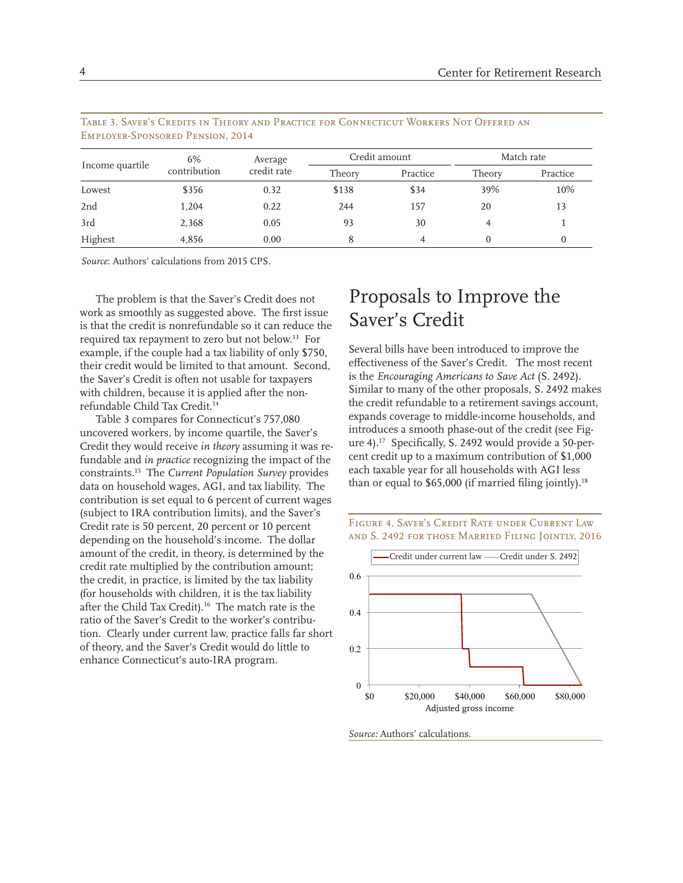Table 3. Saver's Credits in Theory and Practice for Connecticut Workers Not Offered an Employer-Sponsored Pension, 2014

| Income quartile | 6% contribution | Average credit rate | Credit amount | | Match rate | |
|---|---|---|---|---|---|---|
| | | | Theory | Practice | Theory | Practice |
| Lowest | $356 | 0.32 | $138 | $34 | 39% | 10% |
| 2nd | 1,204 | 0.22 | 244 | 157 | 20 | 13 |
| 3rd | 2,368 | 0.05 | 93 | 30 | 4 | 1 |
| Highest | 4,856 | 0.00 | 8 | 4 | 0 | 0 |

*Source*: Authors' calculations from 2015 CPS.

The problem is that the Saver's Credit does not work as smoothly as suggested above. The first issue is that the credit is nonrefundable so it can reduce the required tax repayment to zero but not below.[13] For example, if the couple had a tax liability of only $750, their credit would be limited to that amount. Second, the Saver's Credit is often not usable for taxpayers with children, because it is applied after the non-refundable Child Tax Credit.[14]

Table 3 compares for Connecticut's 757,080 uncovered workers, by income quartile, the Saver's Credit they would receive *in theory* assuming it was refundable and *in practice* recognizing the impact of the constraints.[15] The *Current Population Survey* provides data on household wages, AGI, and tax liability. The contribution is set equal to 6 percent of current wages (subject to IRA contribution limits), and the Saver's Credit rate is 50 percent, 20 percent or 10 percent depending on the household's income. The dollar amount of the credit, in theory, is determined by the credit rate multiplied by the contribution amount; the credit, in practice, is limited by the tax liability (for households with children, it is the tax liability after the Child Tax Credit).[16] The match rate is the ratio of the Saver's Credit to the worker's contribution. Clearly under current law, practice falls far short of theory, and the Saver's Credit would do little to enhance Connecticut's auto-IRA program.

# Proposals to Improve the Saver's Credit

Several bills have been introduced to improve the effectiveness of the Saver's Credit. The most recent is the *Encouraging Americans to Save Act* (S. 2492). Similar to many of the other proposals, S. 2492 makes the credit refundable to a retirement savings account, expands coverage to middle-income households, and introduces a smooth phase-out of the credit (see Figure 4).[17] Specifically, S. 2492 would provide a 50-percent credit up to a maximum contribution of $1,000 each taxable year for all households with AGI less than or equal to $65,000 (if married filing jointly).[18]

Figure 4. Saver's Credit Rate under Current Law and S. 2492 for those Married Filing Jointly, 2016

*Source:* Authors' calculations.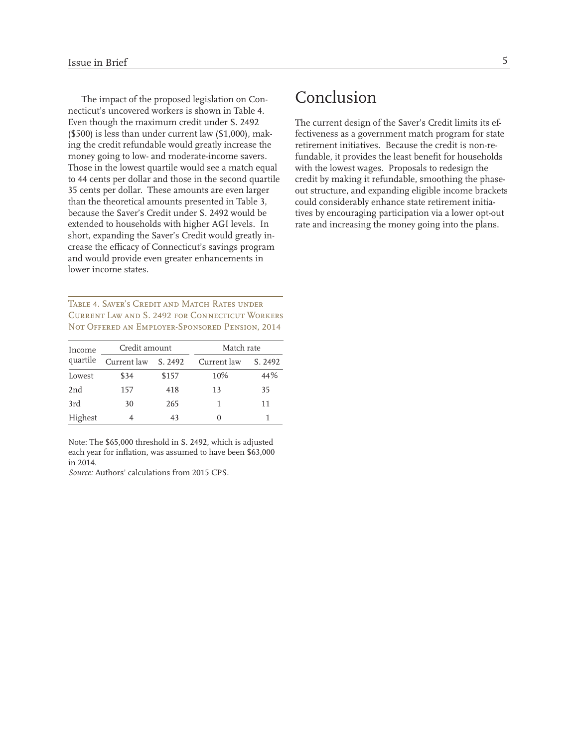The impact of the proposed legislation on Connecticut's uncovered workers is shown in Table 4. Even though the maximum credit under S. 2492 ($500) is less than under current law ($1,000), making the credit refundable would greatly increase the money going to low- and moderate-income savers. Those in the lowest quartile would see a match equal to 44 cents per dollar and those in the second quartile 35 cents per dollar. These amounts are even larger than the theoretical amounts presented in Table 3, because the Saver's Credit under S. 2492 would be extended to households with higher AGI levels. In short, expanding the Saver's Credit would greatly increase the efficacy of Connecticut's savings program and would provide even greater enhancements in lower income states.

Table 4. Saver's Credit and Match Rates under Current Law and S. 2492 for Connecticut Workers Not Offered an Employer-Sponsored Pension, 2014

| Income quartile | Credit amount | | Match rate | |
|---|---|---|---|---|
| | Current law | S. 2492 | Current law | S. 2492 |
| Lowest | $34 | $157 | 10% | 44% |
| 2nd | 157 | 418 | 13 | 35 |
| 3rd | 30 | 265 | 1 | 11 |
| Highest | 4 | 43 | 0 | 1 |

Note: The $65,000 threshold in S. 2492, which is adjusted each year for inflation, was assumed to have been $63,000 in 2014.
*Source:* Authors' calculations from 2015 CPS.

## Conclusion

The current design of the Saver's Credit limits its effectiveness as a government match program for state retirement initiatives. Because the credit is non-refundable, it provides the least benefit for households with the lowest wages. Proposals to redesign the credit by making it refundable, smoothing the phase-out structure, and expanding eligible income brackets could considerably enhance state retirement initiatives by encouraging participation via a lower opt-out rate and increasing the money going into the plans.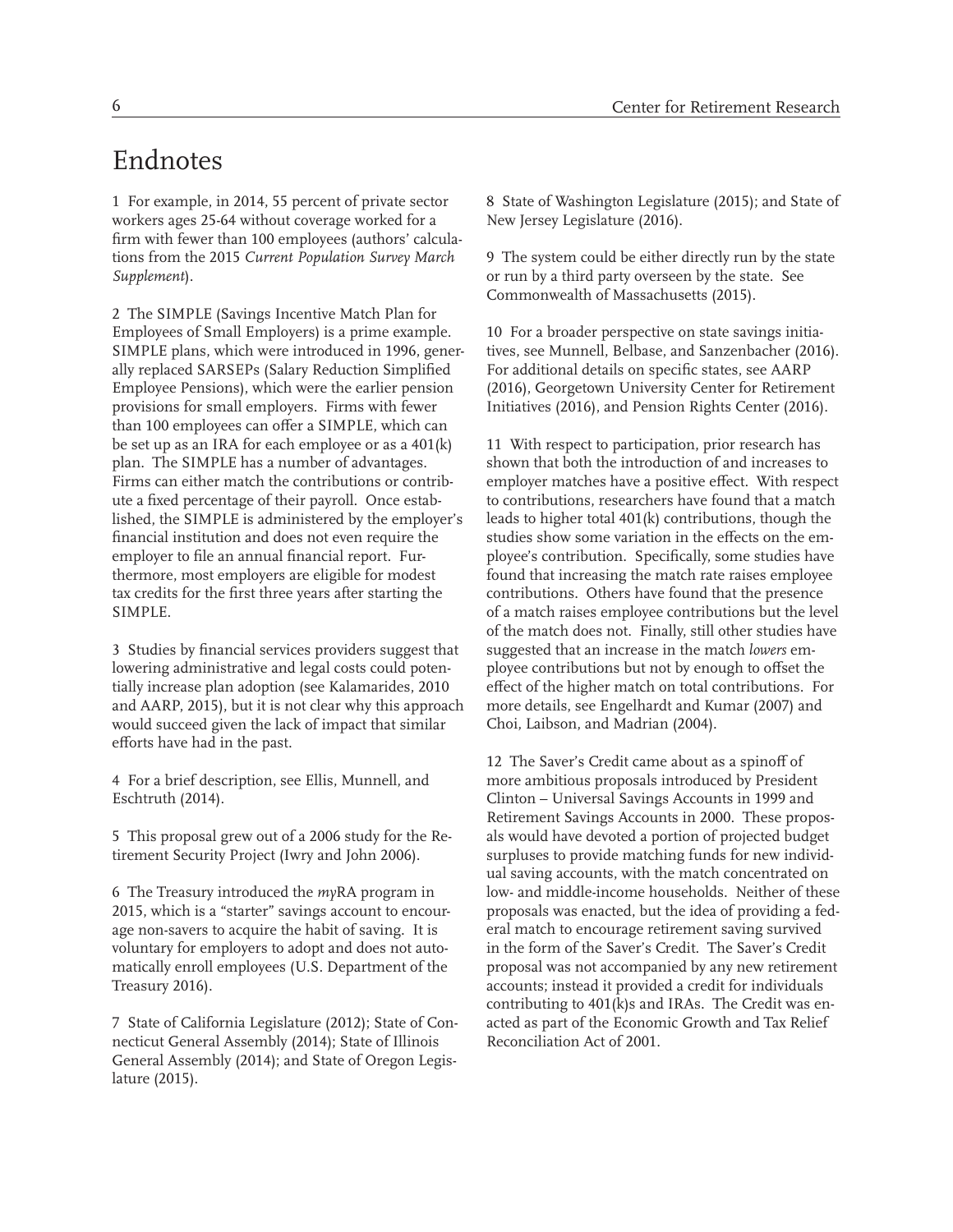# Endnotes

1 For example, in 2014, 55 percent of private sector workers ages 25-64 without coverage worked for a firm with fewer than 100 employees (authors' calculations from the 2015 *Current Population Survey March Supplement*).

2 The SIMPLE (Savings Incentive Match Plan for Employees of Small Employers) is a prime example. SIMPLE plans, which were introduced in 1996, generally replaced SARSEPs (Salary Reduction Simplified Employee Pensions), which were the earlier pension provisions for small employers. Firms with fewer than 100 employees can offer a SIMPLE, which can be set up as an IRA for each employee or as a 401(k) plan. The SIMPLE has a number of advantages. Firms can either match the contributions or contribute a fixed percentage of their payroll. Once established, the SIMPLE is administered by the employer's financial institution and does not even require the employer to file an annual financial report. Furthermore, most employers are eligible for modest tax credits for the first three years after starting the SIMPLE.

3 Studies by financial services providers suggest that lowering administrative and legal costs could potentially increase plan adoption (see Kalamarides, 2010 and AARP, 2015), but it is not clear why this approach would succeed given the lack of impact that similar efforts have had in the past.

4 For a brief description, see Ellis, Munnell, and Eschtruth (2014).

5 This proposal grew out of a 2006 study for the Retirement Security Project (Iwry and John 2006).

6 The Treasury introduced the *my*RA program in 2015, which is a "starter" savings account to encourage non-savers to acquire the habit of saving. It is voluntary for employers to adopt and does not automatically enroll employees (U.S. Department of the Treasury 2016).

7 State of California Legislature (2012); State of Connecticut General Assembly (2014); State of Illinois General Assembly (2014); and State of Oregon Legislature (2015).

8 State of Washington Legislature (2015); and State of New Jersey Legislature (2016).

9 The system could be either directly run by the state or run by a third party overseen by the state. See Commonwealth of Massachusetts (2015).

10 For a broader perspective on state savings initiatives, see Munnell, Belbase, and Sanzenbacher (2016). For additional details on specific states, see AARP (2016), Georgetown University Center for Retirement Initiatives (2016), and Pension Rights Center (2016).

11 With respect to participation, prior research has shown that both the introduction of and increases to employer matches have a positive effect. With respect to contributions, researchers have found that a match leads to higher total 401(k) contributions, though the studies show some variation in the effects on the employee's contribution. Specifically, some studies have found that increasing the match rate raises employee contributions. Others have found that the presence of a match raises employee contributions but the level of the match does not. Finally, still other studies have suggested that an increase in the match *lowers* employee contributions but not by enough to offset the effect of the higher match on total contributions. For more details, see Engelhardt and Kumar (2007) and Choi, Laibson, and Madrian (2004).

12 The Saver's Credit came about as a spinoff of more ambitious proposals introduced by President Clinton – Universal Savings Accounts in 1999 and Retirement Savings Accounts in 2000. These proposals would have devoted a portion of projected budget surpluses to provide matching funds for new individual saving accounts, with the match concentrated on low- and middle-income households. Neither of these proposals was enacted, but the idea of providing a federal match to encourage retirement saving survived in the form of the Saver's Credit. The Saver's Credit proposal was not accompanied by any new retirement accounts; instead it provided a credit for individuals contributing to 401(k)s and IRAs. The Credit was enacted as part of the Economic Growth and Tax Relief Reconciliation Act of 2001.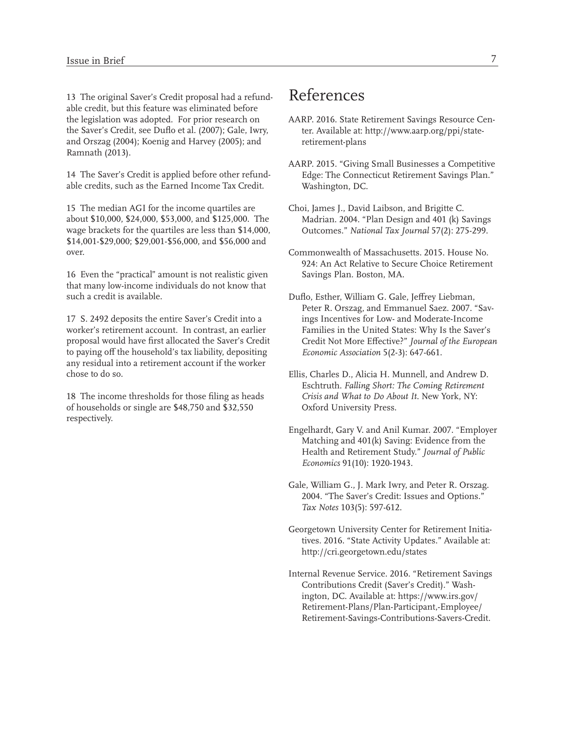13 The original Saver's Credit proposal had a refundable credit, but this feature was eliminated before the legislation was adopted. For prior research on the Saver's Credit, see Duflo et al. (2007); Gale, Iwry, and Orszag (2004); Koenig and Harvey (2005); and Ramnath (2013).

14 The Saver's Credit is applied before other refundable credits, such as the Earned Income Tax Credit.

15 The median AGI for the income quartiles are about $10,000, $24,000, $53,000, and $125,000. The wage brackets for the quartiles are less than $14,000, $14,001-$29,000; $29,001-$56,000, and $56,000 and over.

16 Even the "practical" amount is not realistic given that many low-income individuals do not know that such a credit is available.

17 S. 2492 deposits the entire Saver's Credit into a worker's retirement account. In contrast, an earlier proposal would have first allocated the Saver's Credit to paying off the household's tax liability, depositing any residual into a retirement account if the worker chose to do so.

18 The income thresholds for those filing as heads of households or single are $48,750 and $32,550 respectively.

# References

AARP. 2016. State Retirement Savings Resource Center. Available at: http://www.aarp.org/ppi/state-retirement-plans

AARP. 2015. "Giving Small Businesses a Competitive Edge: The Connecticut Retirement Savings Plan." Washington, DC.

Choi, James J., David Laibson, and Brigitte C. Madrian. 2004. "Plan Design and 401 (k) Savings Outcomes." *National Tax Journal* 57(2): 275-299.

Commonwealth of Massachusetts. 2015. House No. 924: An Act Relative to Secure Choice Retirement Savings Plan. Boston, MA.

Duflo, Esther, William G. Gale, Jeffrey Liebman, Peter R. Orszag, and Emmanuel Saez. 2007. "Savings Incentives for Low- and Moderate-Income Families in the United States: Why Is the Saver's Credit Not More Effective?" *Journal of the European Economic Association* 5(2-3): 647-661.

Ellis, Charles D., Alicia H. Munnell, and Andrew D. Eschtruth. *Falling Short: The Coming Retirement Crisis and What to Do About It*. New York, NY: Oxford University Press.

Engelhardt, Gary V. and Anil Kumar. 2007. "Employer Matching and 401(k) Saving: Evidence from the Health and Retirement Study." *Journal of Public Economics* 91(10): 1920-1943.

Gale, William G., J. Mark Iwry, and Peter R. Orszag. 2004. "The Saver's Credit: Issues and Options." *Tax Notes* 103(5): 597-612.

Georgetown University Center for Retirement Initiatives. 2016. "State Activity Updates." Available at: http://cri.georgetown.edu/states

Internal Revenue Service. 2016. "Retirement Savings Contributions Credit (Saver's Credit)." Washington, DC. Available at: https://www.irs.gov/Retirement-Plans/Plan-Participant,-Employee/Retirement-Savings-Contributions-Savers-Credit.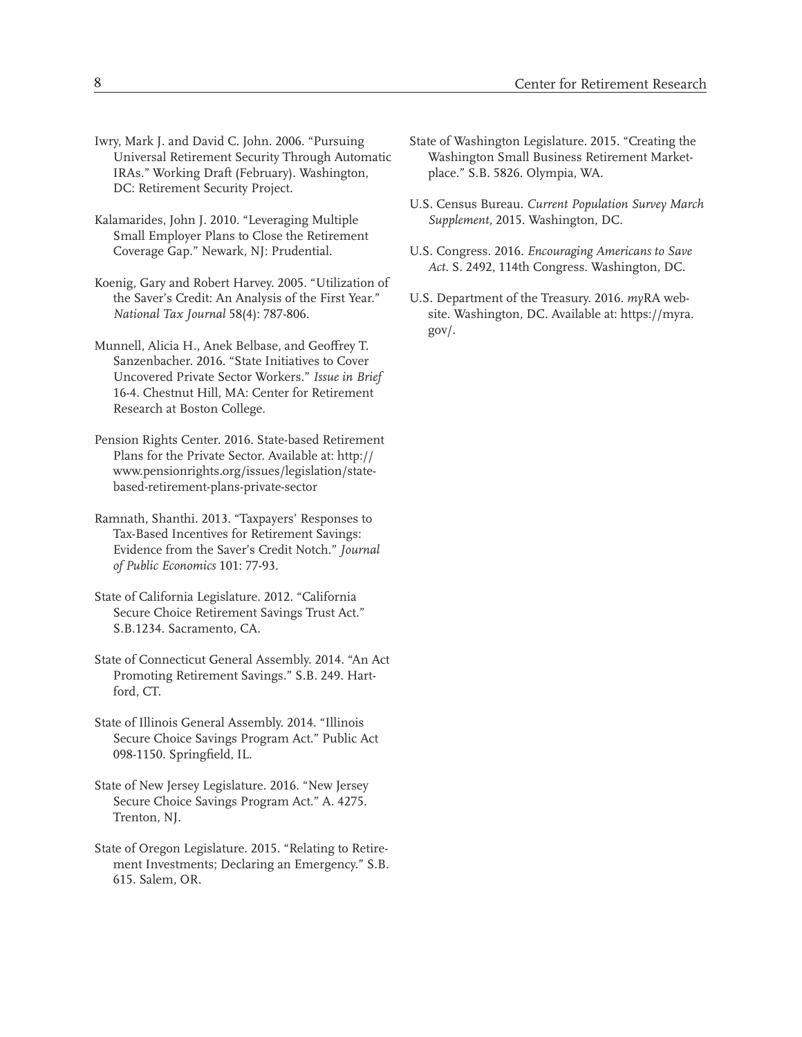Iwry, Mark J. and David C. John. 2006. "Pursuing Universal Retirement Security Through Automatic IRAs." Working Draft (February). Washington, DC: Retirement Security Project.

Kalamarides, John J. 2010. "Leveraging Multiple Small Employer Plans to Close the Retirement Coverage Gap." Newark, NJ: Prudential.

Koenig, Gary and Robert Harvey. 2005. "Utilization of the Saver's Credit: An Analysis of the First Year." *National Tax Journal* 58(4): 787-806.

Munnell, Alicia H., Anek Belbase, and Geoffrey T. Sanzenbacher. 2016. "State Initiatives to Cover Uncovered Private Sector Workers." *Issue in Brief* 16-4. Chestnut Hill, MA: Center for Retirement Research at Boston College.

Pension Rights Center. 2016. State-based Retirement Plans for the Private Sector. Available at: http://www.pensionrights.org/issues/legislation/state-based-retirement-plans-private-sector

Ramnath, Shanthi. 2013. "Taxpayers' Responses to Tax-Based Incentives for Retirement Savings: Evidence from the Saver's Credit Notch." *Journal of Public Economics* 101: 77-93.

State of California Legislature. 2012. "California Secure Choice Retirement Savings Trust Act." S.B.1234. Sacramento, CA.

State of Connecticut General Assembly. 2014. "An Act Promoting Retirement Savings." S.B. 249. Hartford, CT.

State of Illinois General Assembly. 2014. "Illinois Secure Choice Savings Program Act." Public Act 098-1150. Springfield, IL.

State of New Jersey Legislature. 2016. "New Jersey Secure Choice Savings Program Act." A. 4275. Trenton, NJ.

State of Oregon Legislature. 2015. "Relating to Retirement Investments; Declaring an Emergency." S.B. 615. Salem, OR.

State of Washington Legislature. 2015. "Creating the Washington Small Business Retirement Marketplace." S.B. 5826. Olympia, WA.

U.S. Census Bureau. *Current Population Survey March Supplement,* 2015. Washington, DC.

U.S. Congress. 2016. *Encouraging Americans to Save Act*. S. 2492, 114th Congress. Washington, DC.

U.S. Department of the Treasury. 2016. *my*RA website. Washington, DC. Available at: https://myra.gov/.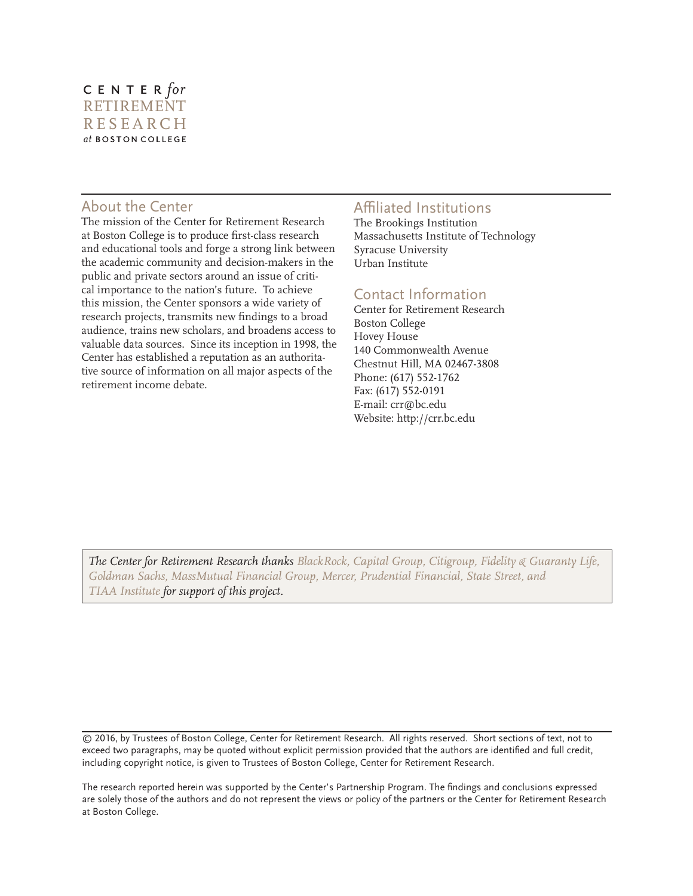CENTER *for* RETIREMENT RESEARCH *at* BOSTON COLLEGE

## About the Center

The mission of the Center for Retirement Research at Boston College is to produce first-class research and educational tools and forge a strong link between the academic community and decision-makers in the public and private sectors around an issue of critical importance to the nation's future. To achieve this mission, the Center sponsors a wide variety of research projects, transmits new findings to a broad audience, trains new scholars, and broadens access to valuable data sources. Since its inception in 1998, the Center has established a reputation as an authoritative source of information on all major aspects of the retirement income debate.

## Affiliated Institutions

The Brookings Institution
Massachusetts Institute of Technology
Syracuse University
Urban Institute

## Contact Information

Center for Retirement Research
Boston College
Hovey House
140 Commonwealth Avenue
Chestnut Hill, MA 02467-3808
Phone: (617) 552-1762
Fax: (617) 552-0191
E-mail: crr@bc.edu
Website: http://crr.bc.edu

*The Center for Retirement Research thanks BlackRock, Capital Group, Citigroup, Fidelity & Guaranty Life, Goldman Sachs, MassMutual Financial Group, Mercer, Prudential Financial, State Street, and TIAA Institute for support of this project.*

© 2016, by Trustees of Boston College, Center for Retirement Research. All rights reserved. Short sections of text, not to exceed two paragraphs, may be quoted without explicit permission provided that the authors are identified and full credit, including copyright notice, is given to Trustees of Boston College, Center for Retirement Research.

The research reported herein was supported by the Center's Partnership Program. The findings and conclusions expressed are solely those of the authors and do not represent the views or policy of the partners or the Center for Retirement Research at Boston College.